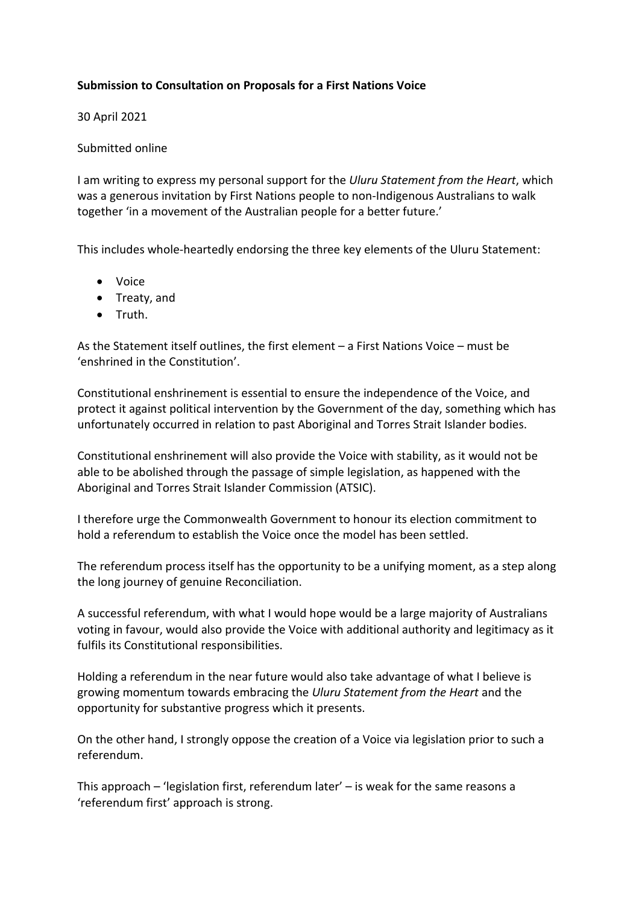**Submission to Consultation on Proposals for a First Nations Voice**

30 April 2021

Submitted online

I am writing to express my personal support for the *Uluru Statement from the Heart*, which was a generous invitation by First Nations people to non-Indigenous Australians to walk together 'in a movement of the Australian people for a better future.'

This includes whole-heartedly endorsing the three key elements of the Uluru Statement:

- Voice
- Treaty, and
- Truth.

As the Statement itself outlines, the first element – a First Nations Voice – must be 'enshrined in the Constitution'.

Constitutional enshrinement is essential to ensure the independence of the Voice, and protect it against political intervention by the Government of the day, something which has unfortunately occurred in relation to past Aboriginal and Torres Strait Islander bodies.

Constitutional enshrinement will also provide the Voice with stability, as it would not be able to be abolished through the passage of simple legislation, as happened with the Aboriginal and Torres Strait Islander Commission (ATSIC).

I therefore urge the Commonwealth Government to honour its election commitment to hold a referendum to establish the Voice once the model has been settled.

The referendum process itself has the opportunity to be a unifying moment, as a step along the long journey of genuine Reconciliation.

A successful referendum, with what I would hope would be a large majority of Australians voting in favour, would also provide the Voice with additional authority and legitimacy as it fulfils its Constitutional responsibilities.

Holding a referendum in the near future would also take advantage of what I believe is growing momentum towards embracing the *Uluru Statement from the Heart* and the opportunity for substantive progress which it presents.

On the other hand, I strongly oppose the creation of a Voice via legislation prior to such a referendum.

This approach – 'legislation first, referendum later' – is weak for the same reasons a 'referendum first' approach is strong.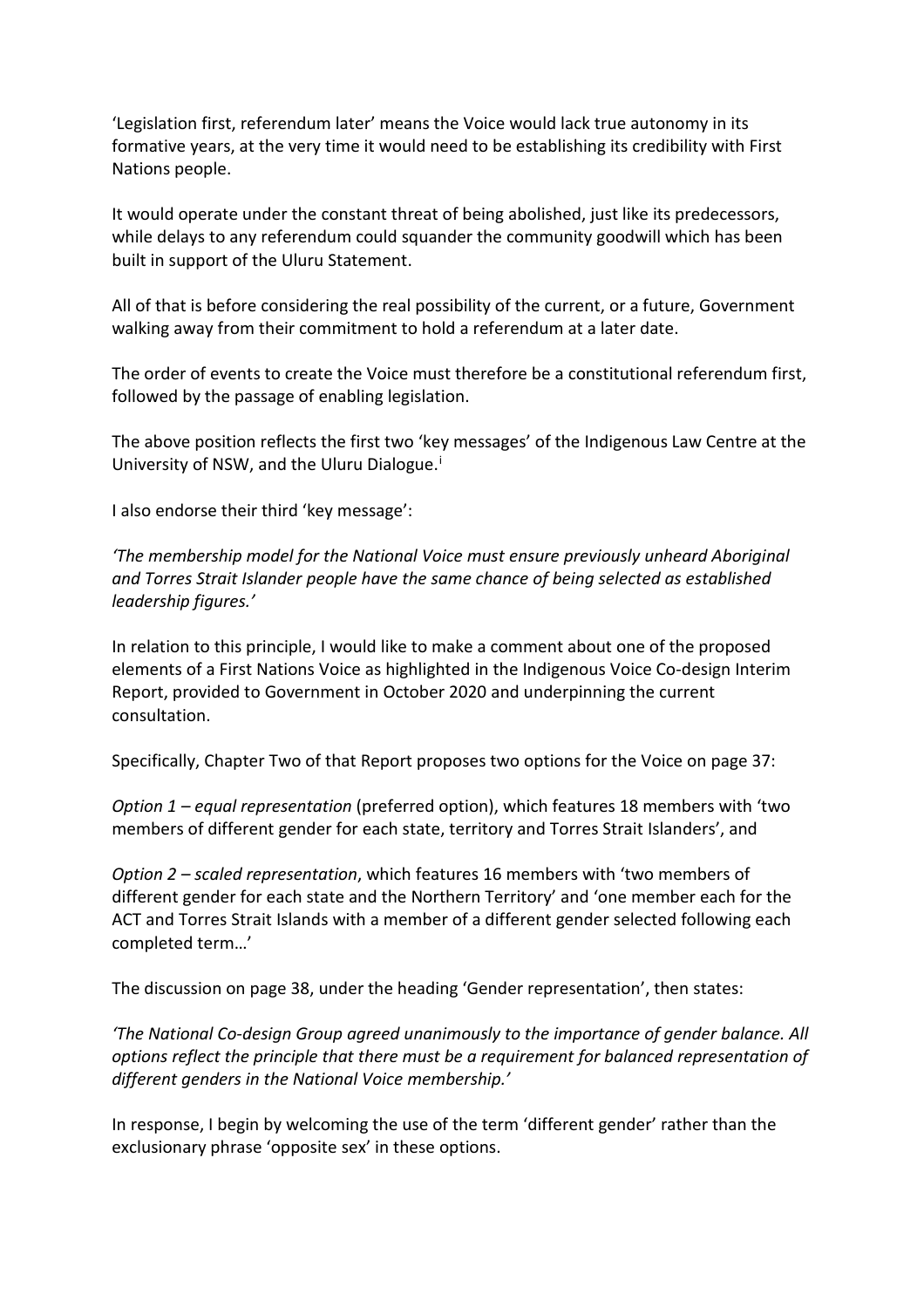'Legislation first, referendum later' means the Voice would lack true autonomy in its formative years, at the very time it would need to be establishing its credibility with First Nations people.

It would operate under the constant threat of being abolished, just like its predecessors, while delays to any referendum could squander the community goodwill which has been built in support of the Uluru Statement.

All of that is before considering the real possibility of the current, or a future, Government walking away from their commitment to hold a referendum at a later date.

The order of events to create the Voice must therefore be a constitutional referendum first, followed by the passage of enabling legislation.

The above position reflects the first two 'key messages' of the Indigenous Law Centre at the University of NSW, and the Uluru Dialogue.[i]

I also endorse their third 'key message':

*'The membership model for the National Voice must ensure previously unheard Aboriginal and Torres Strait Islander people have the same chance of being selected as established leadership figures.'*

In relation to this principle, I would like to make a comment about one of the proposed elements of a First Nations Voice as highlighted in the Indigenous Voice Co-design Interim Report, provided to Government in October 2020 and underpinning the current consultation.

Specifically, Chapter Two of that Report proposes two options for the Voice on page 37:

*Option 1 – equal representation* (preferred option), which features 18 members with 'two members of different gender for each state, territory and Torres Strait Islanders', and

*Option 2 – scaled representation*, which features 16 members with 'two members of different gender for each state and the Northern Territory' and 'one member each for the ACT and Torres Strait Islands with a member of a different gender selected following each completed term…'

The discussion on page 38, under the heading 'Gender representation', then states:

*'The National Co-design Group agreed unanimously to the importance of gender balance. All options reflect the principle that there must be a requirement for balanced representation of different genders in the National Voice membership.'*

In response, I begin by welcoming the use of the term 'different gender' rather than the exclusionary phrase 'opposite sex' in these options.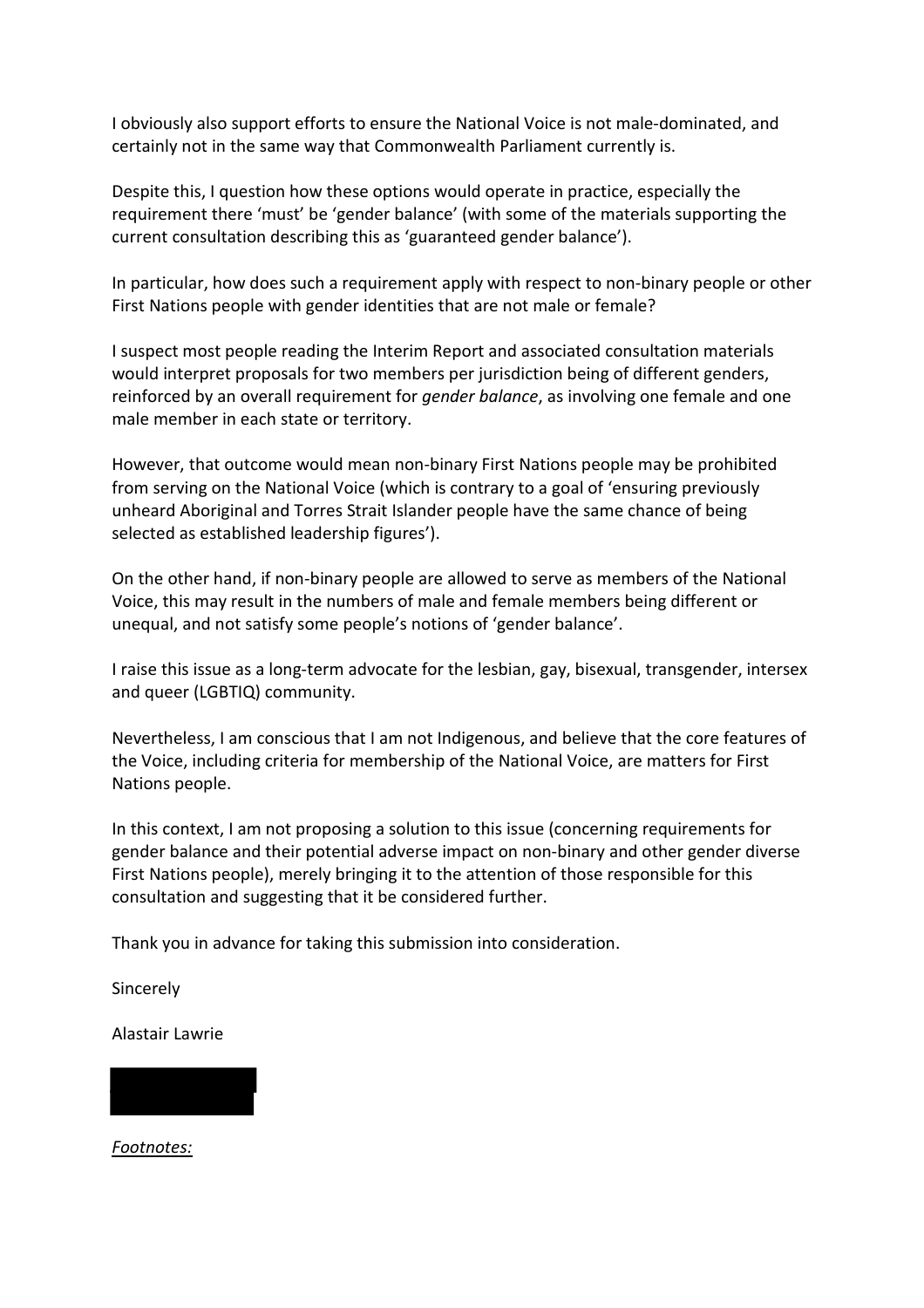I obviously also support efforts to ensure the National Voice is not male-dominated, and certainly not in the same way that Commonwealth Parliament currently is.

Despite this, I question how these options would operate in practice, especially the requirement there 'must' be 'gender balance' (with some of the materials supporting the current consultation describing this as 'guaranteed gender balance').

In particular, how does such a requirement apply with respect to non-binary people or other First Nations people with gender identities that are not male or female?

I suspect most people reading the Interim Report and associated consultation materials would interpret proposals for two members per jurisdiction being of different genders, reinforced by an overall requirement for *gender balance*, as involving one female and one male member in each state or territory.

However, that outcome would mean non-binary First Nations people may be prohibited from serving on the National Voice (which is contrary to a goal of 'ensuring previously unheard Aboriginal and Torres Strait Islander people have the same chance of being selected as established leadership figures').

On the other hand, if non-binary people are allowed to serve as members of the National Voice, this may result in the numbers of male and female members being different or unequal, and not satisfy some people's notions of 'gender balance'.

I raise this issue as a long-term advocate for the lesbian, gay, bisexual, transgender, intersex and queer (LGBTIQ) community.

Nevertheless, I am conscious that I am not Indigenous, and believe that the core features of the Voice, including criteria for membership of the National Voice, are matters for First Nations people.

In this context, I am not proposing a solution to this issue (concerning requirements for gender balance and their potential adverse impact on non-binary and other gender diverse First Nations people), merely bringing it to the attention of those responsible for this consultation and suggesting that it be considered further.

Thank you in advance for taking this submission into consideration.

Sincerely

Alastair Lawrie

*Footnotes:*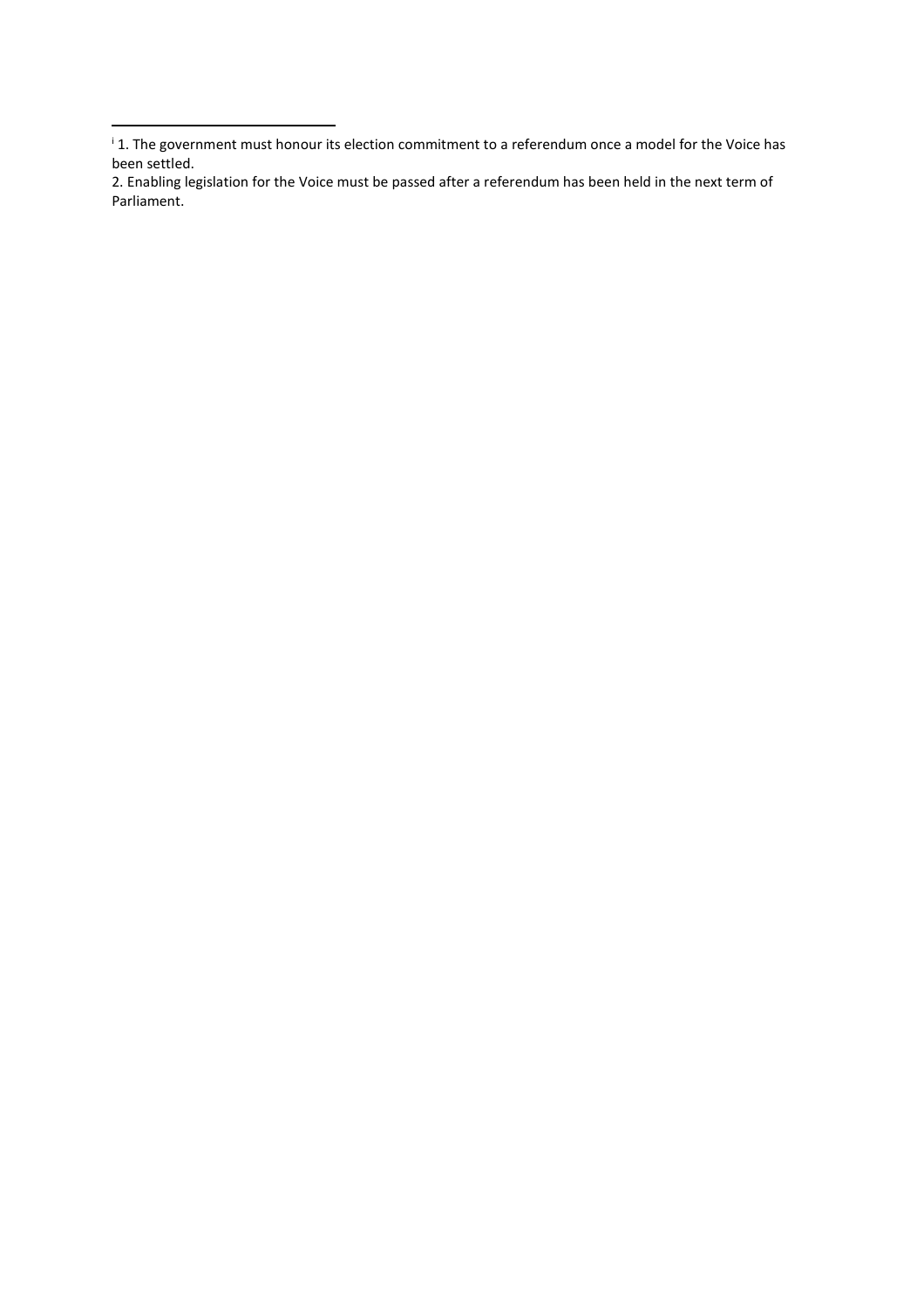[i] 1. The government must honour its election commitment to a referendum once a model for the Voice has been settled.

2. Enabling legislation for the Voice must be passed after a referendum has been held in the next term of Parliament.